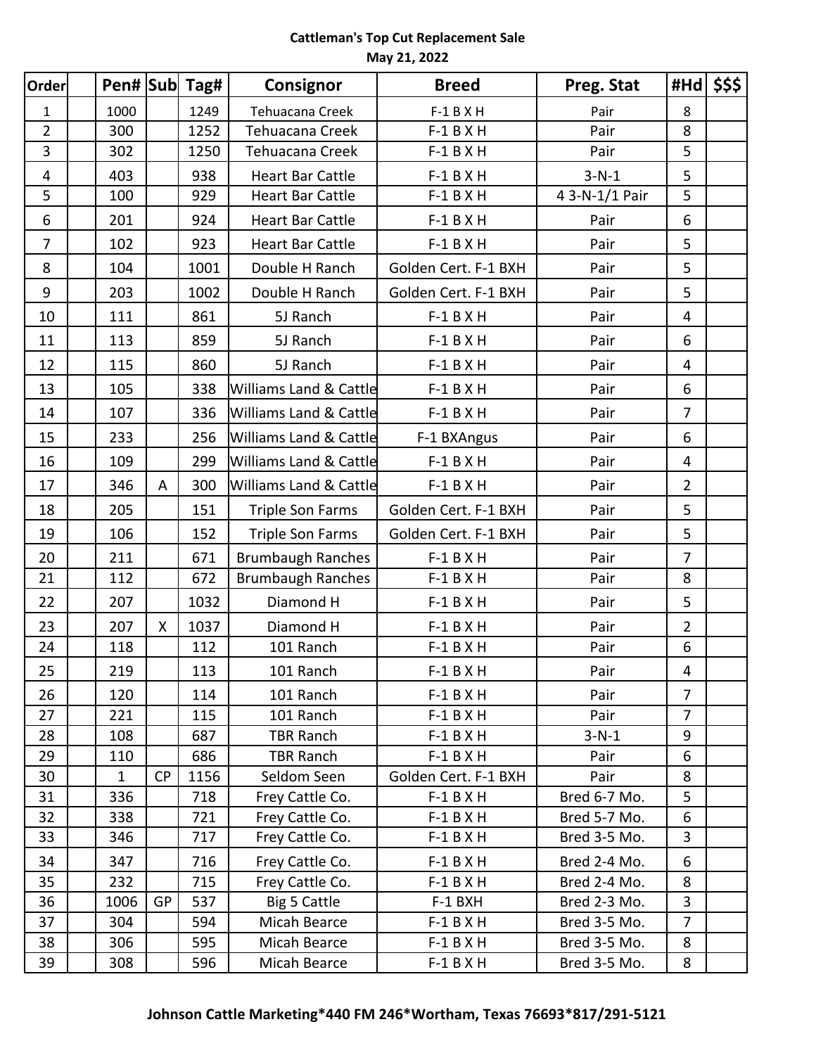# Cattleman's Top Cut Replacement Sale

**May 21, 2022**

| Order | | Pen# | Sub | Tag# | Consignor | Breed | Preg. Stat | #Hd | $$$ |
|---|---|---|---|---|---|---|---|---|---|
| 1 | | 1000 | | 1249 | Tehuacana Creek | F-1 B X H | Pair | 8 | |
| 2 | | 300 | | 1252 | Tehuacana Creek | F-1 B X H | Pair | 8 | |
| 3 | | 302 | | 1250 | Tehuacana Creek | F-1 B X H | Pair | 5 | |
| 4 | | 403 | | 938 | Heart Bar Cattle | F-1 B X H | 3-N-1 | 5 | |
| 5 | | 100 | | 929 | Heart Bar Cattle | F-1 B X H | 4 3-N-1/1 Pair | 5 | |
| 6 | | 201 | | 924 | Heart Bar Cattle | F-1 B X H | Pair | 6 | |
| 7 | | 102 | | 923 | Heart Bar Cattle | F-1 B X H | Pair | 5 | |
| 8 | | 104 | | 1001 | Double H Ranch | Golden Cert. F-1 BXH | Pair | 5 | |
| 9 | | 203 | | 1002 | Double H Ranch | Golden Cert. F-1 BXH | Pair | 5 | |
| 10 | | 111 | | 861 | 5J Ranch | F-1 B X H | Pair | 4 | |
| 11 | | 113 | | 859 | 5J Ranch | F-1 B X H | Pair | 6 | |
| 12 | | 115 | | 860 | 5J Ranch | F-1 B X H | Pair | 4 | |
| 13 | | 105 | | 338 | Williams Land & Cattle | F-1 B X H | Pair | 6 | |
| 14 | | 107 | | 336 | Williams Land & Cattle | F-1 B X H | Pair | 7 | |
| 15 | | 233 | | 256 | Williams Land & Cattle | F-1 BXAngus | Pair | 6 | |
| 16 | | 109 | | 299 | Williams Land & Cattle | F-1 B X H | Pair | 4 | |
| 17 | | 346 | A | 300 | Williams Land & Cattle | F-1 B X H | Pair | 2 | |
| 18 | | 205 | | 151 | Triple Son Farms | Golden Cert. F-1 BXH | Pair | 5 | |
| 19 | | 106 | | 152 | Triple Son Farms | Golden Cert. F-1 BXH | Pair | 5 | |
| 20 | | 211 | | 671 | Brumbaugh Ranches | F-1 B X H | Pair | 7 | |
| 21 | | 112 | | 672 | Brumbaugh Ranches | F-1 B X H | Pair | 8 | |
| 22 | | 207 | | 1032 | Diamond H | F-1 B X H | Pair | 5 | |
| 23 | | 207 | X | 1037 | Diamond H | F-1 B X H | Pair | 2 | |
| 24 | | 118 | | 112 | 101 Ranch | F-1 B X H | Pair | 6 | |
| 25 | | 219 | | 113 | 101 Ranch | F-1 B X H | Pair | 4 | |
| 26 | | 120 | | 114 | 101 Ranch | F-1 B X H | Pair | 7 | |
| 27 | | 221 | | 115 | 101 Ranch | F-1 B X H | Pair | 7 | |
| 28 | | 108 | | 687 | TBR Ranch | F-1 B X H | 3-N-1 | 9 | |
| 29 | | 110 | | 686 | TBR Ranch | F-1 B X H | Pair | 6 | |
| 30 | | 1 | CP | 1156 | Seldom Seen | Golden Cert. F-1 BXH | Pair | 8 | |
| 31 | | 336 | | 718 | Frey Cattle Co. | F-1 B X H | Bred 6-7 Mo. | 5 | |
| 32 | | 338 | | 721 | Frey Cattle Co. | F-1 B X H | Bred 5-7 Mo. | 6 | |
| 33 | | 346 | | 717 | Frey Cattle Co. | F-1 B X H | Bred 3-5 Mo. | 3 | |
| 34 | | 347 | | 716 | Frey Cattle Co. | F-1 B X H | Bred 2-4 Mo. | 6 | |
| 35 | | 232 | | 715 | Frey Cattle Co. | F-1 B X H | Bred 2-4 Mo. | 8 | |
| 36 | | 1006 | GP | 537 | Big 5 Cattle | F-1 BXH | Bred 2-3 Mo. | 3 | |
| 37 | | 304 | | 594 | Micah Bearce | F-1 B X H | Bred 3-5 Mo. | 7 | |
| 38 | | 306 | | 595 | Micah Bearce | F-1 B X H | Bred 3-5 Mo. | 8 | |
| 39 | | 308 | | 596 | Micah Bearce | F-1 B X H | Bred 3-5 Mo. | 8 | |

**Johnson Cattle Marketing*440 FM 246*Wortham, Texas 76693*817/291-5121**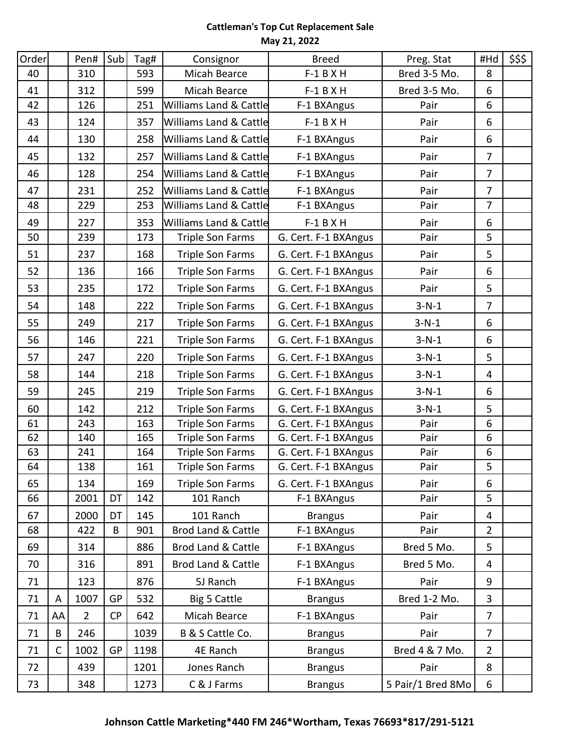**Cattleman's Top Cut Replacement Sale**

**May 21, 2022**

| Order | | Pen# | Sub | Tag# | Consignor | Breed | Preg. Stat | #Hd | $$$ |
|---|---|---|---|---|---|---|---|---|---|
| 40 | | 310 | | 593 | Micah Bearce | F-1 B X H | Bred 3-5 Mo. | 8 | |
| 41 | | 312 | | 599 | Micah Bearce | F-1 B X H | Bred 3-5 Mo. | 6 | |
| 42 | | 126 | | 251 | Williams Land & Cattle | F-1 BXAngus | Pair | 6 | |
| 43 | | 124 | | 357 | Williams Land & Cattle | F-1 B X H | Pair | 6 | |
| 44 | | 130 | | 258 | Williams Land & Cattle | F-1 BXAngus | Pair | 6 | |
| 45 | | 132 | | 257 | Williams Land & Cattle | F-1 BXAngus | Pair | 7 | |
| 46 | | 128 | | 254 | Williams Land & Cattle | F-1 BXAngus | Pair | 7 | |
| 47 | | 231 | | 252 | Williams Land & Cattle | F-1 BXAngus | Pair | 7 | |
| 48 | | 229 | | 253 | Williams Land & Cattle | F-1 BXAngus | Pair | 7 | |
| 49 | | 227 | | 353 | Williams Land & Cattle | F-1 B X H | Pair | 6 | |
| 50 | | 239 | | 173 | Triple Son Farms | G. Cert. F-1 BXAngus | Pair | 5 | |
| 51 | | 237 | | 168 | Triple Son Farms | G. Cert. F-1 BXAngus | Pair | 5 | |
| 52 | | 136 | | 166 | Triple Son Farms | G. Cert. F-1 BXAngus | Pair | 6 | |
| 53 | | 235 | | 172 | Triple Son Farms | G. Cert. F-1 BXAngus | Pair | 5 | |
| 54 | | 148 | | 222 | Triple Son Farms | G. Cert. F-1 BXAngus | 3-N-1 | 7 | |
| 55 | | 249 | | 217 | Triple Son Farms | G. Cert. F-1 BXAngus | 3-N-1 | 6 | |
| 56 | | 146 | | 221 | Triple Son Farms | G. Cert. F-1 BXAngus | 3-N-1 | 6 | |
| 57 | | 247 | | 220 | Triple Son Farms | G. Cert. F-1 BXAngus | 3-N-1 | 5 | |
| 58 | | 144 | | 218 | Triple Son Farms | G. Cert. F-1 BXAngus | 3-N-1 | 4 | |
| 59 | | 245 | | 219 | Triple Son Farms | G. Cert. F-1 BXAngus | 3-N-1 | 6 | |
| 60 | | 142 | | 212 | Triple Son Farms | G. Cert. F-1 BXAngus | 3-N-1 | 5 | |
| 61 | | 243 | | 163 | Triple Son Farms | G. Cert. F-1 BXAngus | Pair | 6 | |
| 62 | | 140 | | 165 | Triple Son Farms | G. Cert. F-1 BXAngus | Pair | 6 | |
| 63 | | 241 | | 164 | Triple Son Farms | G. Cert. F-1 BXAngus | Pair | 6 | |
| 64 | | 138 | | 161 | Triple Son Farms | G. Cert. F-1 BXAngus | Pair | 5 | |
| 65 | | 134 | | 169 | Triple Son Farms | G. Cert. F-1 BXAngus | Pair | 6 | |
| 66 | | 2001 | DT | 142 | 101 Ranch | F-1 BXAngus | Pair | 5 | |
| 67 | | 2000 | DT | 145 | 101 Ranch | Brangus | Pair | 4 | |
| 68 | | 422 | B | 901 | Brod Land & Cattle | F-1 BXAngus | Pair | 2 | |
| 69 | | 314 | | 886 | Brod Land & Cattle | F-1 BXAngus | Bred 5 Mo. | 5 | |
| 70 | | 316 | | 891 | Brod Land & Cattle | F-1 BXAngus | Bred 5 Mo. | 4 | |
| 71 | | 123 | | 876 | 5J Ranch | F-1 BXAngus | Pair | 9 | |
| 71 | A | 1007 | GP | 532 | Big 5 Cattle | Brangus | Bred 1-2 Mo. | 3 | |
| 71 | AA | 2 | CP | 642 | Micah Bearce | F-1 BXAngus | Pair | 7 | |
| 71 | B | 246 | | 1039 | B & S Cattle Co. | Brangus | Pair | 7 | |
| 71 | C | 1002 | GP | 1198 | 4E Ranch | Brangus | Bred 4 & 7 Mo. | 2 | |
| 72 | | 439 | | 1201 | Jones Ranch | Brangus | Pair | 8 | |
| 73 | | 348 | | 1273 | C & J Farms | Brangus | 5 Pair/1 Bred 8Mo | 6 | |

**Johnson Cattle Marketing*440 FM 246*Wortham, Texas 76693*817/291-5121**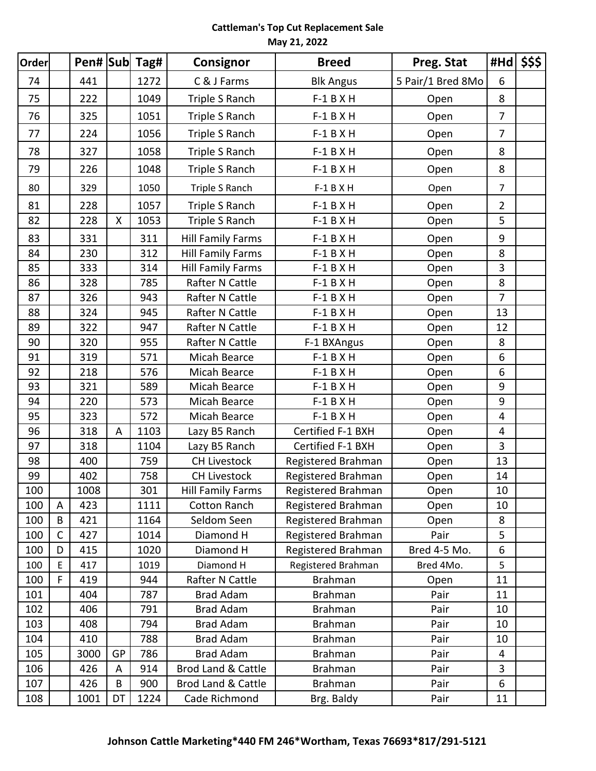**Cattleman's Top Cut Replacement Sale**
**May 21, 2022**

| Order | | Pen# | Sub | Tag# | Consignor | Breed | Preg. Stat | #Hd | $$$ |
|---|---|---|---|---|---|---|---|---|---|
| 74 | | 441 | | 1272 | C & J Farms | Blk Angus | 5 Pair/1 Bred 8Mo | 6 | |
| 75 | | 222 | | 1049 | Triple S Ranch | F-1 B X H | Open | 8 | |
| 76 | | 325 | | 1051 | Triple S Ranch | F-1 B X H | Open | 7 | |
| 77 | | 224 | | 1056 | Triple S Ranch | F-1 B X H | Open | 7 | |
| 78 | | 327 | | 1058 | Triple S Ranch | F-1 B X H | Open | 8 | |
| 79 | | 226 | | 1048 | Triple S Ranch | F-1 B X H | Open | 8 | |
| 80 | | 329 | | 1050 | Triple S Ranch | F-1 B X H | Open | 7 | |
| 81 | | 228 | | 1057 | Triple S Ranch | F-1 B X H | Open | 2 | |
| 82 | | 228 | X | 1053 | Triple S Ranch | F-1 B X H | Open | 5 | |
| 83 | | 331 | | 311 | Hill Family Farms | F-1 B X H | Open | 9 | |
| 84 | | 230 | | 312 | Hill Family Farms | F-1 B X H | Open | 8 | |
| 85 | | 333 | | 314 | Hill Family Farms | F-1 B X H | Open | 3 | |
| 86 | | 328 | | 785 | Rafter N Cattle | F-1 B X H | Open | 8 | |
| 87 | | 326 | | 943 | Rafter N Cattle | F-1 B X H | Open | 7 | |
| 88 | | 324 | | 945 | Rafter N Cattle | F-1 B X H | Open | 13 | |
| 89 | | 322 | | 947 | Rafter N Cattle | F-1 B X H | Open | 12 | |
| 90 | | 320 | | 955 | Rafter N Cattle | F-1 BXAngus | Open | 8 | |
| 91 | | 319 | | 571 | Micah Bearce | F-1 B X H | Open | 6 | |
| 92 | | 218 | | 576 | Micah Bearce | F-1 B X H | Open | 6 | |
| 93 | | 321 | | 589 | Micah Bearce | F-1 B X H | Open | 9 | |
| 94 | | 220 | | 573 | Micah Bearce | F-1 B X H | Open | 9 | |
| 95 | | 323 | | 572 | Micah Bearce | F-1 B X H | Open | 4 | |
| 96 | | 318 | A | 1103 | Lazy B5 Ranch | Certified F-1 BXH | Open | 4 | |
| 97 | | 318 | | 1104 | Lazy B5 Ranch | Certified F-1 BXH | Open | 3 | |
| 98 | | 400 | | 759 | CH Livestock | Registered Brahman | Open | 13 | |
| 99 | | 402 | | 758 | CH Livestock | Registered Brahman | Open | 14 | |
| 100 | | 1008 | | 301 | Hill Family Farms | Registered Brahman | Open | 10 | |
| 100 | A | 423 | | 1111 | Cotton Ranch | Registered Brahman | Open | 10 | |
| 100 | B | 421 | | 1164 | Seldom Seen | Registered Brahman | Open | 8 | |
| 100 | C | 427 | | 1014 | Diamond H | Registered Brahman | Pair | 5 | |
| 100 | D | 415 | | 1020 | Diamond H | Registered Brahman | Bred 4-5 Mo. | 6 | |
| 100 | E | 417 | | 1019 | Diamond H | Registered Brahman | Bred 4Mo. | 5 | |
| 100 | F | 419 | | 944 | Rafter N Cattle | Brahman | Open | 11 | |
| 101 | | 404 | | 787 | Brad Adam | Brahman | Pair | 11 | |
| 102 | | 406 | | 791 | Brad Adam | Brahman | Pair | 10 | |
| 103 | | 408 | | 794 | Brad Adam | Brahman | Pair | 10 | |
| 104 | | 410 | | 788 | Brad Adam | Brahman | Pair | 10 | |
| 105 | | 3000 | GP | 786 | Brad Adam | Brahman | Pair | 4 | |
| 106 | | 426 | A | 914 | Brod Land & Cattle | Brahman | Pair | 3 | |
| 107 | | 426 | B | 900 | Brod Land & Cattle | Brahman | Pair | 6 | |
| 108 | | 1001 | DT | 1224 | Cade Richmond | Brg. Baldy | Pair | 11 | |

**Johnson Cattle Marketing*440 FM 246*Wortham, Texas 76693*817/291-5121**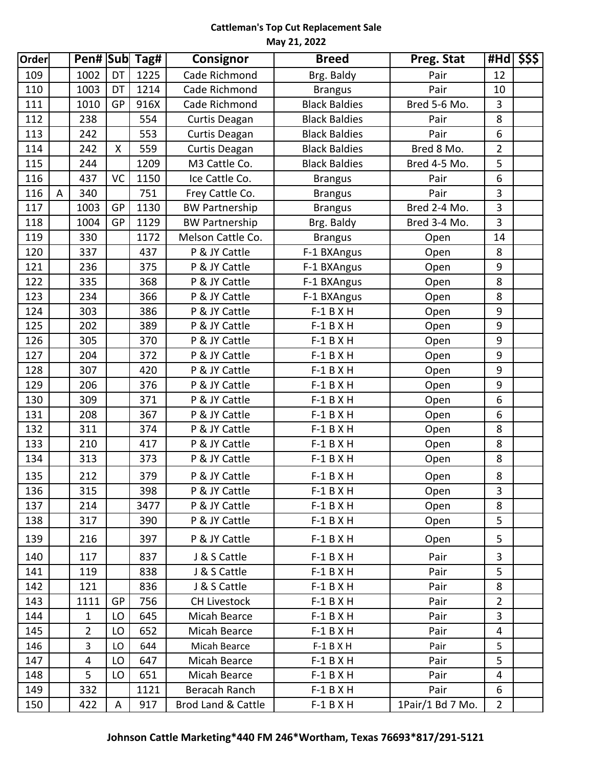**Cattleman's Top Cut Replacement Sale**
**May 21, 2022**

| Order | | Pen# | Sub | Tag# | Consignor | Breed | Preg. Stat | #Hd | $$$ |
|---|---|---|---|---|---|---|---|---|---|
| 109 | | 1002 | DT | 1225 | Cade Richmond | Brg. Baldy | Pair | 12 | |
| 110 | | 1003 | DT | 1214 | Cade Richmond | Brangus | Pair | 10 | |
| 111 | | 1010 | GP | 916X | Cade Richmond | Black Baldies | Bred 5-6 Mo. | 3 | |
| 112 | | 238 | | 554 | Curtis Deagan | Black Baldies | Pair | 8 | |
| 113 | | 242 | | 553 | Curtis Deagan | Black Baldies | Pair | 6 | |
| 114 | | 242 | X | 559 | Curtis Deagan | Black Baldies | Bred 8 Mo. | 2 | |
| 115 | | 244 | | 1209 | M3 Cattle Co. | Black Baldies | Bred 4-5 Mo. | 5 | |
| 116 | | 437 | VC | 1150 | Ice Cattle Co. | Brangus | Pair | 6 | |
| 116 | A | 340 | | 751 | Frey Cattle Co. | Brangus | Pair | 3 | |
| 117 | | 1003 | GP | 1130 | BW Partnership | Brangus | Bred 2-4 Mo. | 3 | |
| 118 | | 1004 | GP | 1129 | BW Partnership | Brg. Baldy | Bred 3-4 Mo. | 3 | |
| 119 | | 330 | | 1172 | Melson Cattle Co. | Brangus | Open | 14 | |
| 120 | | 337 | | 437 | P & JY Cattle | F-1 BXAngus | Open | 8 | |
| 121 | | 236 | | 375 | P & JY Cattle | F-1 BXAngus | Open | 9 | |
| 122 | | 335 | | 368 | P & JY Cattle | F-1 BXAngus | Open | 8 | |
| 123 | | 234 | | 366 | P & JY Cattle | F-1 BXAngus | Open | 8 | |
| 124 | | 303 | | 386 | P & JY Cattle | F-1 B X H | Open | 9 | |
| 125 | | 202 | | 389 | P & JY Cattle | F-1 B X H | Open | 9 | |
| 126 | | 305 | | 370 | P & JY Cattle | F-1 B X H | Open | 9 | |
| 127 | | 204 | | 372 | P & JY Cattle | F-1 B X H | Open | 9 | |
| 128 | | 307 | | 420 | P & JY Cattle | F-1 B X H | Open | 9 | |
| 129 | | 206 | | 376 | P & JY Cattle | F-1 B X H | Open | 9 | |
| 130 | | 309 | | 371 | P & JY Cattle | F-1 B X H | Open | 6 | |
| 131 | | 208 | | 367 | P & JY Cattle | F-1 B X H | Open | 6 | |
| 132 | | 311 | | 374 | P & JY Cattle | F-1 B X H | Open | 8 | |
| 133 | | 210 | | 417 | P & JY Cattle | F-1 B X H | Open | 8 | |
| 134 | | 313 | | 373 | P & JY Cattle | F-1 B X H | Open | 8 | |
| 135 | | 212 | | 379 | P & JY Cattle | F-1 B X H | Open | 8 | |
| 136 | | 315 | | 398 | P & JY Cattle | F-1 B X H | Open | 3 | |
| 137 | | 214 | | 3477 | P & JY Cattle | F-1 B X H | Open | 8 | |
| 138 | | 317 | | 390 | P & JY Cattle | F-1 B X H | Open | 5 | |
| 139 | | 216 | | 397 | P & JY Cattle | F-1 B X H | Open | 5 | |
| 140 | | 117 | | 837 | J & S Cattle | F-1 B X H | Pair | 3 | |
| 141 | | 119 | | 838 | J & S Cattle | F-1 B X H | Pair | 5 | |
| 142 | | 121 | | 836 | J & S Cattle | F-1 B X H | Pair | 8 | |
| 143 | | 1111 | GP | 756 | CH Livestock | F-1 B X H | Pair | 2 | |
| 144 | | 1 | LO | 645 | Micah Bearce | F-1 B X H | Pair | 3 | |
| 145 | | 2 | LO | 652 | Micah Bearce | F-1 B X H | Pair | 4 | |
| 146 | | 3 | LO | 644 | Micah Bearce | F-1 B X H | Pair | 5 | |
| 147 | | 4 | LO | 647 | Micah Bearce | F-1 B X H | Pair | 5 | |
| 148 | | 5 | LO | 651 | Micah Bearce | F-1 B X H | Pair | 4 | |
| 149 | | 332 | | 1121 | Beracah Ranch | F-1 B X H | Pair | 6 | |
| 150 | | 422 | A | 917 | Brod Land & Cattle | F-1 B X H | 1Pair/1 Bd 7 Mo. | 2 | |

**Johnson Cattle Marketing*440 FM 246*Wortham, Texas 76693*817/291-5121**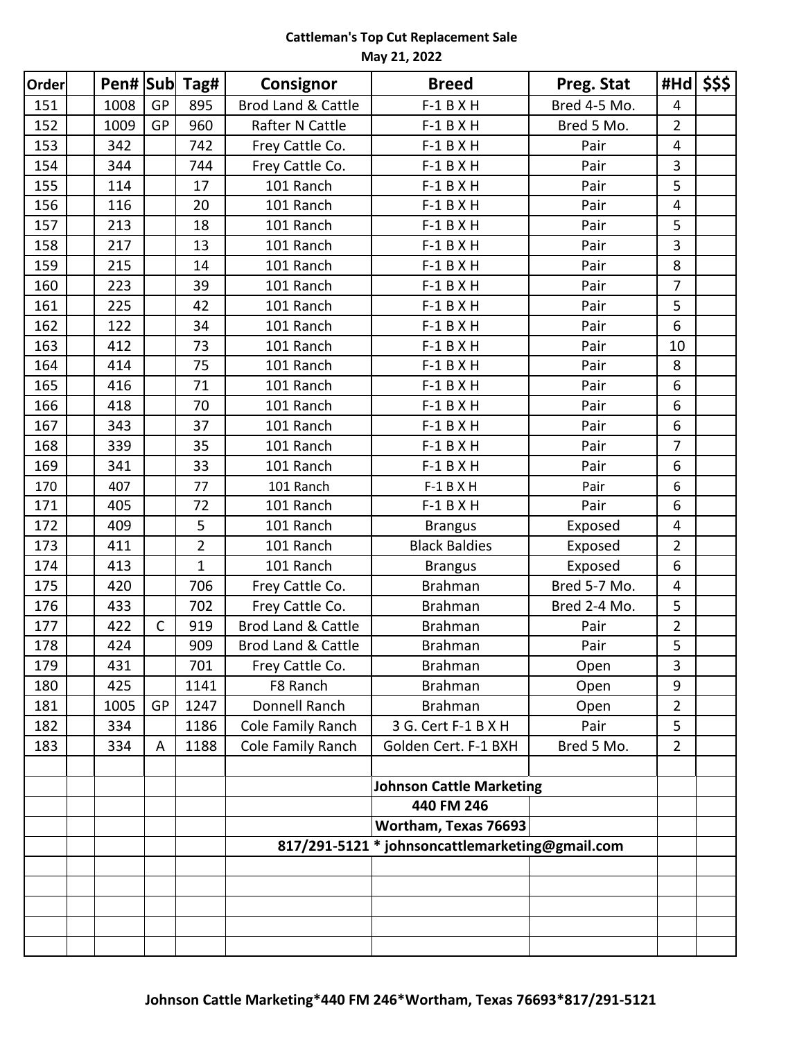**Cattleman's Top Cut Replacement Sale**

**May 21, 2022**

| Order | | Pen# | Sub | Tag# | Consignor | Breed | Preg. Stat | #Hd | $$$ |
|---|---|---|---|---|---|---|---|---|---|
| 151 | | 1008 | GP | 895 | Brod Land & Cattle | F-1 B X H | Bred 4-5 Mo. | 4 | |
| 152 | | 1009 | GP | 960 | Rafter N Cattle | F-1 B X H | Bred 5 Mo. | 2 | |
| 153 | | 342 | | 742 | Frey Cattle Co. | F-1 B X H | Pair | 4 | |
| 154 | | 344 | | 744 | Frey Cattle Co. | F-1 B X H | Pair | 3 | |
| 155 | | 114 | | 17 | 101 Ranch | F-1 B X H | Pair | 5 | |
| 156 | | 116 | | 20 | 101 Ranch | F-1 B X H | Pair | 4 | |
| 157 | | 213 | | 18 | 101 Ranch | F-1 B X H | Pair | 5 | |
| 158 | | 217 | | 13 | 101 Ranch | F-1 B X H | Pair | 3 | |
| 159 | | 215 | | 14 | 101 Ranch | F-1 B X H | Pair | 8 | |
| 160 | | 223 | | 39 | 101 Ranch | F-1 B X H | Pair | 7 | |
| 161 | | 225 | | 42 | 101 Ranch | F-1 B X H | Pair | 5 | |
| 162 | | 122 | | 34 | 101 Ranch | F-1 B X H | Pair | 6 | |
| 163 | | 412 | | 73 | 101 Ranch | F-1 B X H | Pair | 10 | |
| 164 | | 414 | | 75 | 101 Ranch | F-1 B X H | Pair | 8 | |
| 165 | | 416 | | 71 | 101 Ranch | F-1 B X H | Pair | 6 | |
| 166 | | 418 | | 70 | 101 Ranch | F-1 B X H | Pair | 6 | |
| 167 | | 343 | | 37 | 101 Ranch | F-1 B X H | Pair | 6 | |
| 168 | | 339 | | 35 | 101 Ranch | F-1 B X H | Pair | 7 | |
| 169 | | 341 | | 33 | 101 Ranch | F-1 B X H | Pair | 6 | |
| 170 | | 407 | | 77 | 101 Ranch | F-1 B X H | Pair | 6 | |
| 171 | | 405 | | 72 | 101 Ranch | F-1 B X H | Pair | 6 | |
| 172 | | 409 | | 5 | 101 Ranch | Brangus | Exposed | 4 | |
| 173 | | 411 | | 2 | 101 Ranch | Black Baldies | Exposed | 2 | |
| 174 | | 413 | | 1 | 101 Ranch | Brangus | Exposed | 6 | |
| 175 | | 420 | | 706 | Frey Cattle Co. | Brahman | Bred 5-7 Mo. | 4 | |
| 176 | | 433 | | 702 | Frey Cattle Co. | Brahman | Bred 2-4 Mo. | 5 | |
| 177 | | 422 | C | 919 | Brod Land & Cattle | Brahman | Pair | 2 | |
| 178 | | 424 | | 909 | Brod Land & Cattle | Brahman | Pair | 5 | |
| 179 | | 431 | | 701 | Frey Cattle Co. | Brahman | Open | 3 | |
| 180 | | 425 | | 1141 | F8 Ranch | Brahman | Open | 9 | |
| 181 | | 1005 | GP | 1247 | Donnell Ranch | Brahman | Open | 2 | |
| 182 | | 334 | | 1186 | Cole Family Ranch | 3 G. Cert F-1 B X H | Pair | 5 | |
| 183 | | 334 | A | 1188 | Cole Family Ranch | Golden Cert. F-1 BXH | Bred 5 Mo. | 2 | |

**Johnson Cattle Marketing**
**440 FM 246**
**Wortham, Texas 76693**
**817/291-5121 * johnsoncattlemarketing@gmail.com**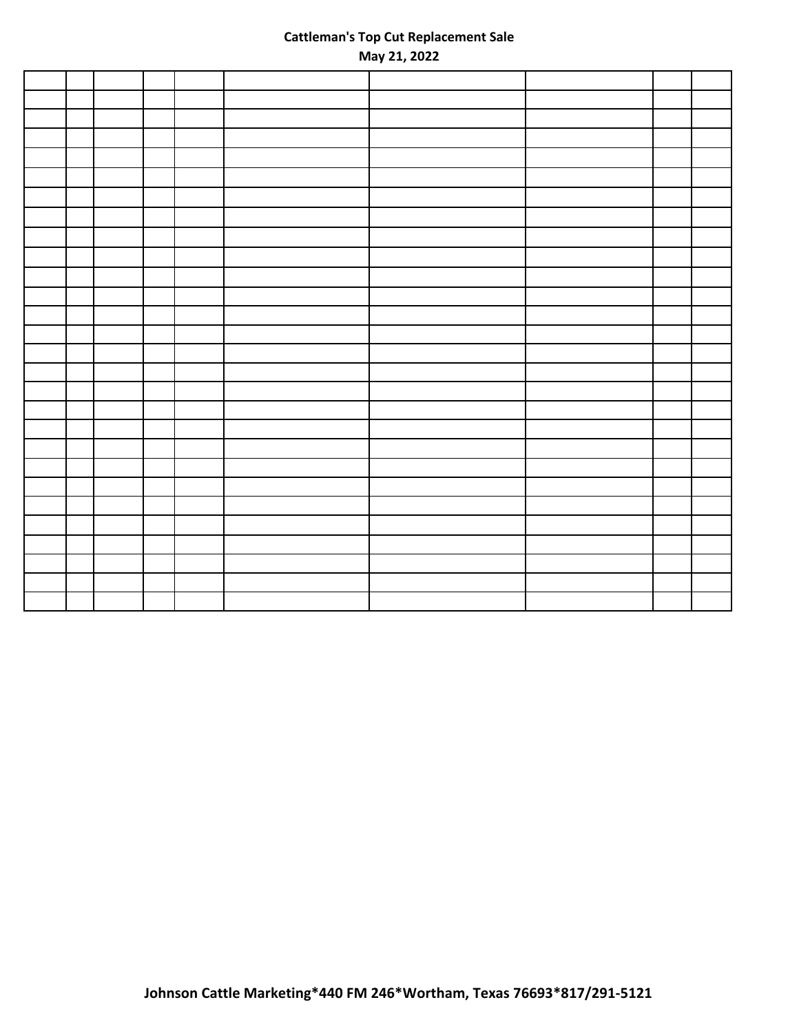**Cattleman's Top Cut Replacement Sale**
**May 21, 2022**

| | | | | | | | | | |
|---|---|---|---|---|---|---|---|---|---|
| | | | | | | | | | |
| | | | | | | | | | |
| | | | | | | | | | |
| | | | | | | | | | |
| | | | | | | | | | |
| | | | | | | | | | |
| | | | | | | | | | |
| | | | | | | | | | |
| | | | | | | | | | |
| | | | | | | | | | |
| | | | | | | | | | |
| | | | | | | | | | |
| | | | | | | | | | |
| | | | | | | | | | |
| | | | | | | | | | |
| | | | | | | | | | |
| | | | | | | | | | |
| | | | | | | | | | |
| | | | | | | | | | |
| | | | | | | | | | |
| | | | | | | | | | |
| | | | | | | | | | |
| | | | | | | | | | |
| | | | | | | | | | |
| | | | | | | | | | |
| | | | | | | | | | |